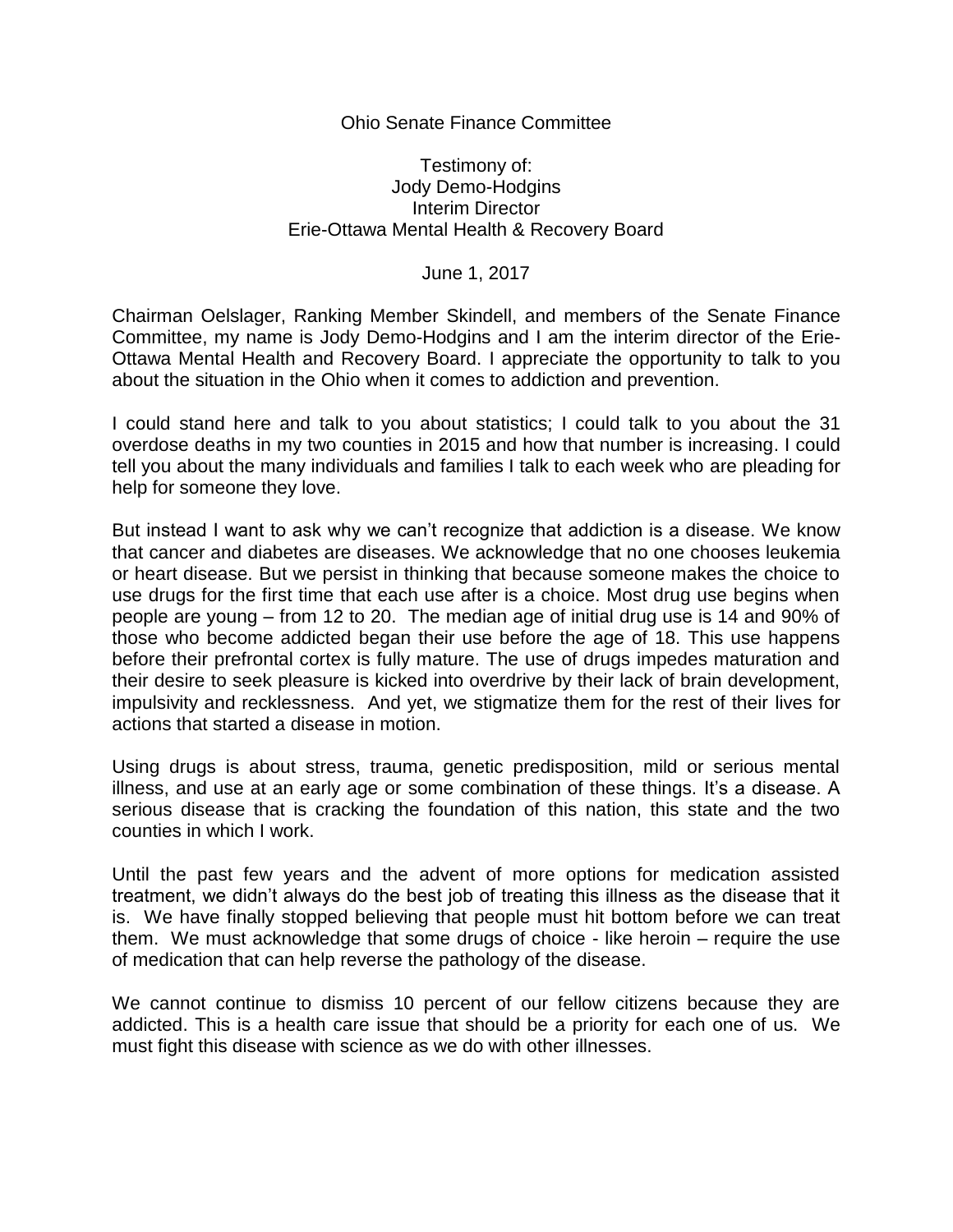Ohio Senate Finance Committee

Testimony of:
Jody Demo-Hodgins
Interim Director
Erie-Ottawa Mental Health & Recovery Board

June 1, 2017

Chairman Oelslager, Ranking Member Skindell, and members of the Senate Finance Committee, my name is Jody Demo-Hodgins and I am the interim director of the Erie-Ottawa Mental Health and Recovery Board. I appreciate the opportunity to talk to you about the situation in the Ohio when it comes to addiction and prevention.

I could stand here and talk to you about statistics; I could talk to you about the 31 overdose deaths in my two counties in 2015 and how that number is increasing. I could tell you about the many individuals and families I talk to each week who are pleading for help for someone they love.

But instead I want to ask why we can't recognize that addiction is a disease. We know that cancer and diabetes are diseases. We acknowledge that no one chooses leukemia or heart disease. But we persist in thinking that because someone makes the choice to use drugs for the first time that each use after is a choice. Most drug use begins when people are young – from 12 to 20. The median age of initial drug use is 14 and 90% of those who become addicted began their use before the age of 18. This use happens before their prefrontal cortex is fully mature. The use of drugs impedes maturation and their desire to seek pleasure is kicked into overdrive by their lack of brain development, impulsivity and recklessness. And yet, we stigmatize them for the rest of their lives for actions that started a disease in motion.

Using drugs is about stress, trauma, genetic predisposition, mild or serious mental illness, and use at an early age or some combination of these things. It's a disease. A serious disease that is cracking the foundation of this nation, this state and the two counties in which I work.

Until the past few years and the advent of more options for medication assisted treatment, we didn't always do the best job of treating this illness as the disease that it is. We have finally stopped believing that people must hit bottom before we can treat them. We must acknowledge that some drugs of choice - like heroin – require the use of medication that can help reverse the pathology of the disease.

We cannot continue to dismiss 10 percent of our fellow citizens because they are addicted. This is a health care issue that should be a priority for each one of us. We must fight this disease with science as we do with other illnesses.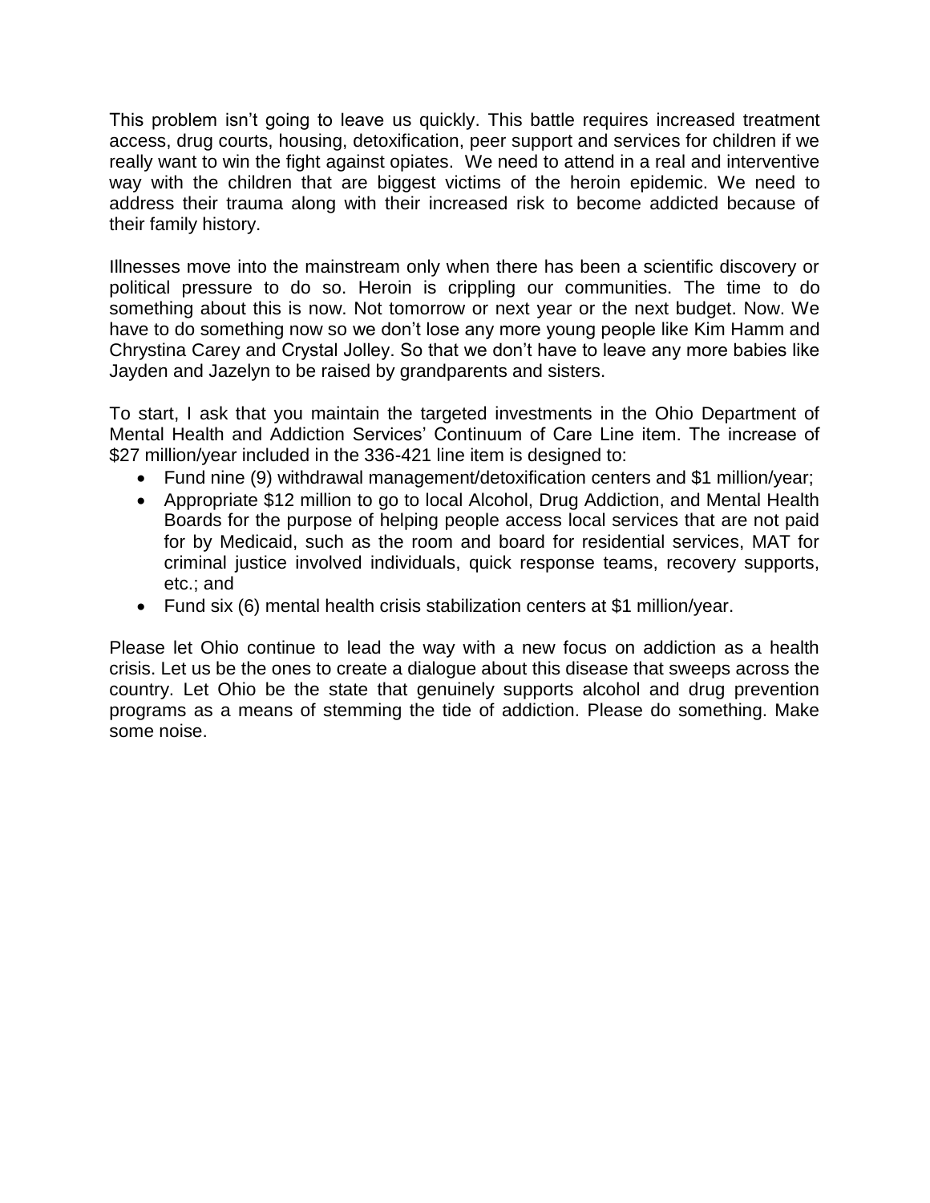This problem isn't going to leave us quickly. This battle requires increased treatment access, drug courts, housing, detoxification, peer support and services for children if we really want to win the fight against opiates.  We need to attend in a real and interventive way with the children that are biggest victims of the heroin epidemic. We need to address their trauma along with their increased risk to become addicted because of their family history.

Illnesses move into the mainstream only when there has been a scientific discovery or political pressure to do so. Heroin is crippling our communities. The time to do something about this is now. Not tomorrow or next year or the next budget. Now. We have to do something now so we don't lose any more young people like Kim Hamm and Chrystina Carey and Crystal Jolley. So that we don't have to leave any more babies like Jayden and Jazelyn to be raised by grandparents and sisters.

To start, I ask that you maintain the targeted investments in the Ohio Department of Mental Health and Addiction Services' Continuum of Care Line item. The increase of $27 million/year included in the 336-421 line item is designed to:

- Fund nine (9) withdrawal management/detoxification centers and $1 million/year;
- Appropriate $12 million to go to local Alcohol, Drug Addiction, and Mental Health Boards for the purpose of helping people access local services that are not paid for by Medicaid, such as the room and board for residential services, MAT for criminal justice involved individuals, quick response teams, recovery supports, etc.; and
- Fund six (6) mental health crisis stabilization centers at $1 million/year.

Please let Ohio continue to lead the way with a new focus on addiction as a health crisis. Let us be the ones to create a dialogue about this disease that sweeps across the country. Let Ohio be the state that genuinely supports alcohol and drug prevention programs as a means of stemming the tide of addiction. Please do something. Make some noise.